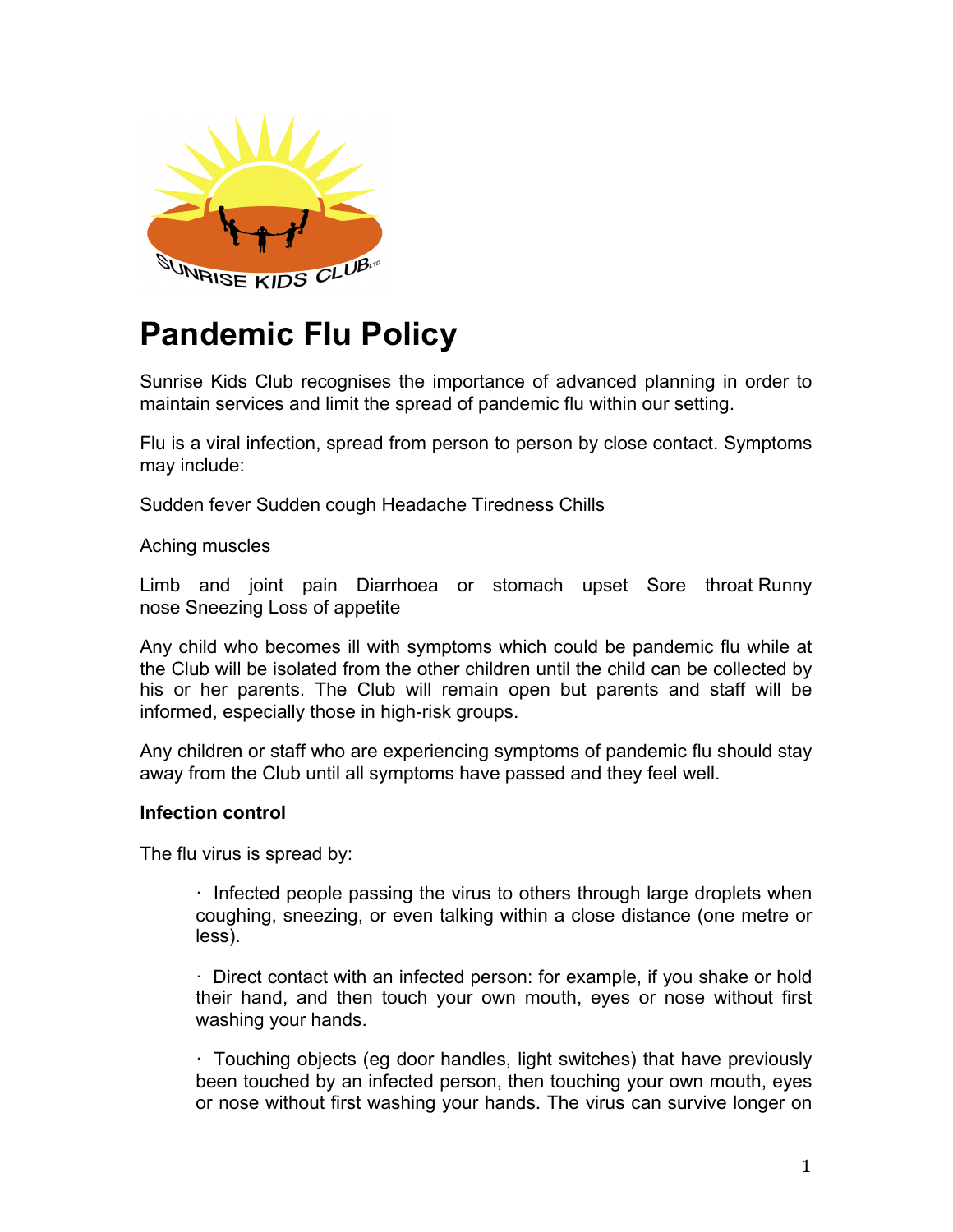# Pandemic Flu Policy

Sunrise Kids Club recognises the importance of advanced planning in order to maintain services and limit the spread of pandemic flu within our setting.

Flu is a viral infection, spread from person to person by close contact. Symptoms may include:

Sudden fever Sudden cough Headache Tiredness Chills

Aching muscles

Limb and joint pain Diarrhoea or stomach upset Sore throat Runny nose Sneezing Loss of appetite

Any child who becomes ill with symptoms which could be pandemic flu while at the Club will be isolated from the other children until the child can be collected by his or her parents. The Club will remain open but parents and staff will be informed, especially those in high-risk groups.

Any children or staff who are experiencing symptoms of pandemic flu should stay away from the Club until all symptoms have passed and they feel well.

**Infection control**

The flu virus is spread by:

- Infected people passing the virus to others through large droplets when coughing, sneezing, or even talking within a close distance (one metre or less).
- Direct contact with an infected person: for example, if you shake or hold their hand, and then touch your own mouth, eyes or nose without first washing your hands.
- Touching objects (eg door handles, light switches) that have previously been touched by an infected person, then touching your own mouth, eyes or nose without first washing your hands. The virus can survive longer on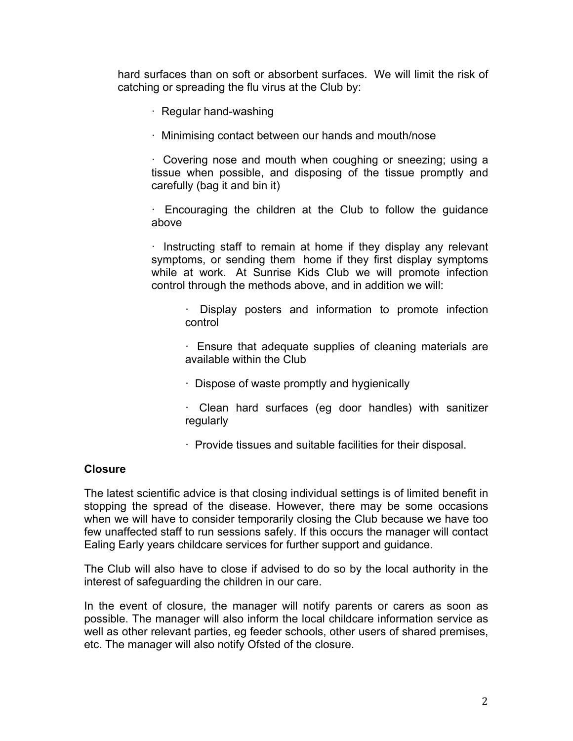hard surfaces than on soft or absorbent surfaces. We will limit the risk of catching or spreading the flu virus at the Club by:

- Regular hand-washing
- Minimising contact between our hands and mouth/nose
- Covering nose and mouth when coughing or sneezing; using a tissue when possible, and disposing of the tissue promptly and carefully (bag it and bin it)
- Encouraging the children at the Club to follow the guidance above
- Instructing staff to remain at home if they display any relevant symptoms, or sending them home if they first display symptoms while at work. At Sunrise Kids Club we will promote infection control through the methods above, and in addition we will:
    - Display posters and information to promote infection control
    - Ensure that adequate supplies of cleaning materials are available within the Club
    - Dispose of waste promptly and hygienically
    - Clean hard surfaces (eg door handles) with sanitizer regularly
    - Provide tissues and suitable facilities for their disposal.

**Closure**

The latest scientific advice is that closing individual settings is of limited benefit in stopping the spread of the disease. However, there may be some occasions when we will have to consider temporarily closing the Club because we have too few unaffected staff to run sessions safely. If this occurs the manager will contact Ealing Early years childcare services for further support and guidance.

The Club will also have to close if advised to do so by the local authority in the interest of safeguarding the children in our care.

In the event of closure, the manager will notify parents or carers as soon as possible. The manager will also inform the local childcare information service as well as other relevant parties, eg feeder schools, other users of shared premises, etc. The manager will also notify Ofsted of the closure.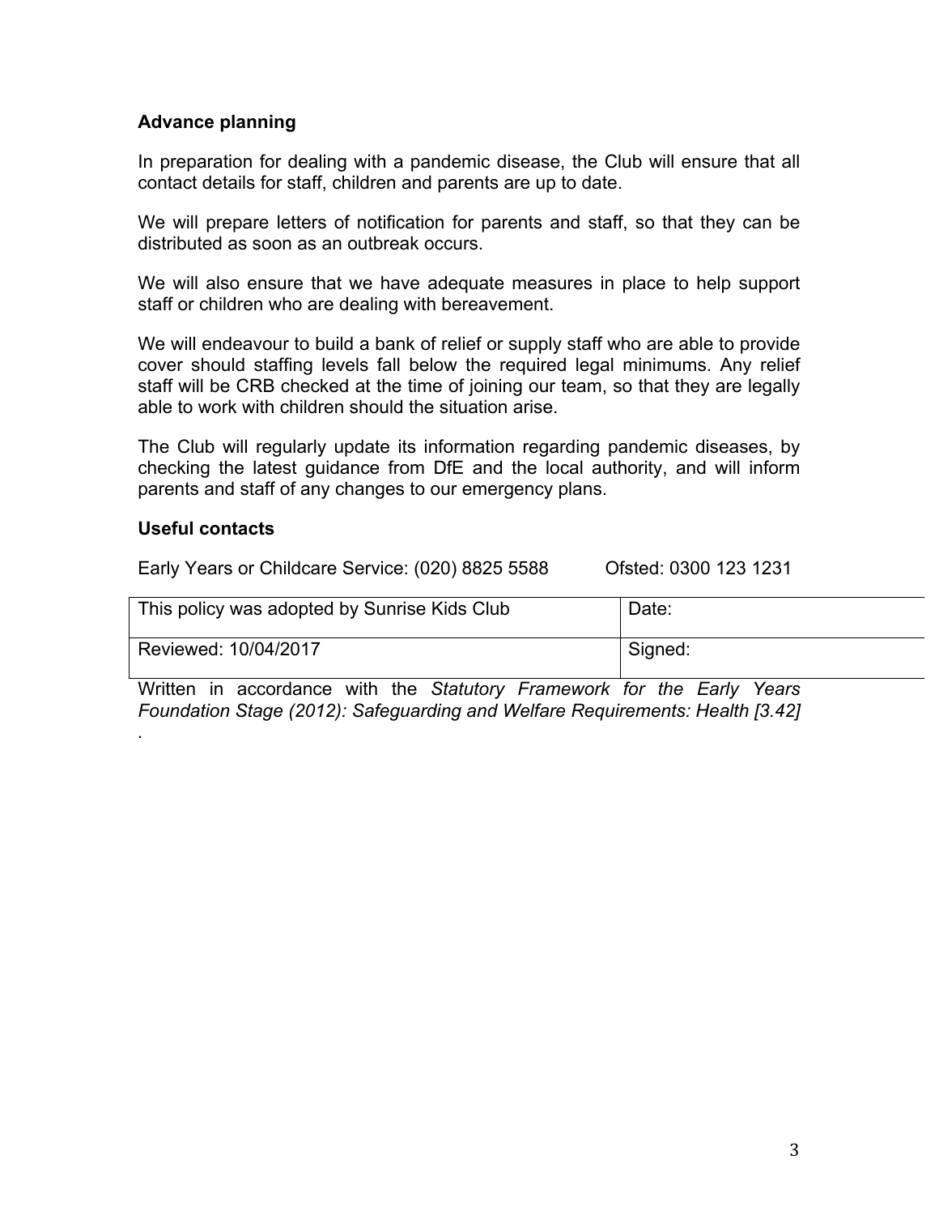**Advance planning**

In preparation for dealing with a pandemic disease, the Club will ensure that all contact details for staff, children and parents are up to date.

We will prepare letters of notification for parents and staff, so that they can be distributed as soon as an outbreak occurs.

We will also ensure that we have adequate measures in place to help support staff or children who are dealing with bereavement.

We will endeavour to build a bank of relief or supply staff who are able to provide cover should staffing levels fall below the required legal minimums. Any relief staff will be CRB checked at the time of joining our team, so that they are legally able to work with children should the situation arise.

The Club will regularly update its information regarding pandemic diseases, by checking the latest guidance from DfE and the local authority, and will inform parents and staff of any changes to our emergency plans.

**Useful contacts**

Early Years or Childcare Service: (020) 8825 5588 Ofsted: 0300 123 1231

| | |
|---|---|
| This policy was adopted by Sunrise Kids Club | Date: |
| Reviewed: 10/04/2017 | Signed: |

Written in accordance with the *Statutory Framework for the Early Years Foundation Stage (2012): Safeguarding and Welfare Requirements: Health [3.42]*

.